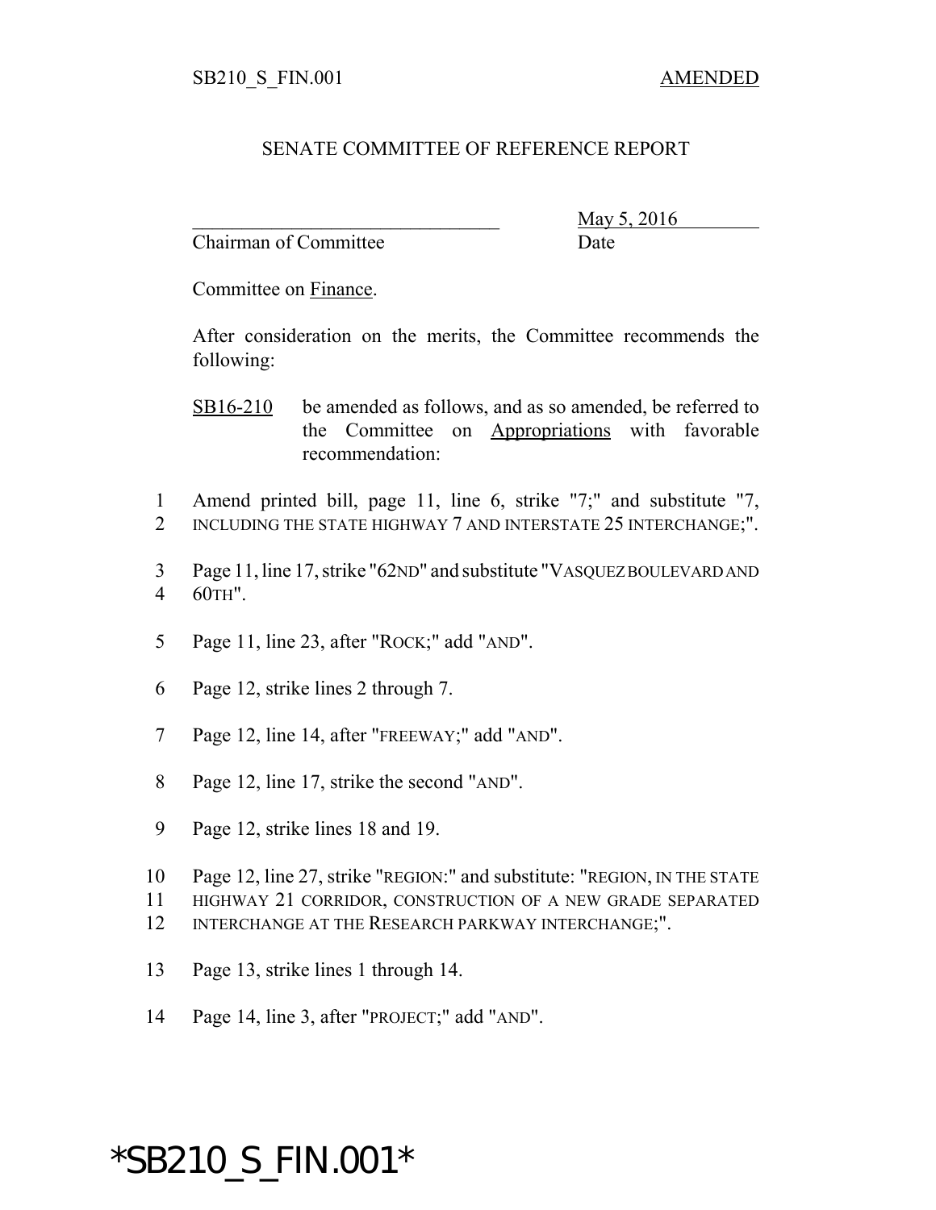SB210_S_FIN.001 AMENDED

# SENATE COMMITTEE OF REFERENCE REPORT

________________________________ May 5, 2016

Chairman of Committee Date

Committee on Finance.

After consideration on the merits, the Committee recommends the following:

SB16-210 be amended as follows, and as so amended, be referred to the Committee on Appropriations with favorable recommendation:

1 Amend printed bill, page 11, line 6, strike "7;" and substitute "7,
2 INCLUDING THE STATE HIGHWAY 7 AND INTERSTATE 25 INTERCHANGE;".

3 Page 11, line 17, strike "62ND" and substitute "VASQUEZ BOULEVARD AND
4 60TH".

5 Page 11, line 23, after "ROCK;" add "AND".

6 Page 12, strike lines 2 through 7.

7 Page 12, line 14, after "FREEWAY;" add "AND".

8 Page 12, line 17, strike the second "AND".

9 Page 12, strike lines 18 and 19.

10 Page 12, line 27, strike "REGION:" and substitute: "REGION, IN THE STATE
11 HIGHWAY 21 CORRIDOR, CONSTRUCTION OF A NEW GRADE SEPARATED
12 INTERCHANGE AT THE RESEARCH PARKWAY INTERCHANGE;".

13 Page 13, strike lines 1 through 14.

14 Page 14, line 3, after "PROJECT;" add "AND".

*SB210_S_FIN.001*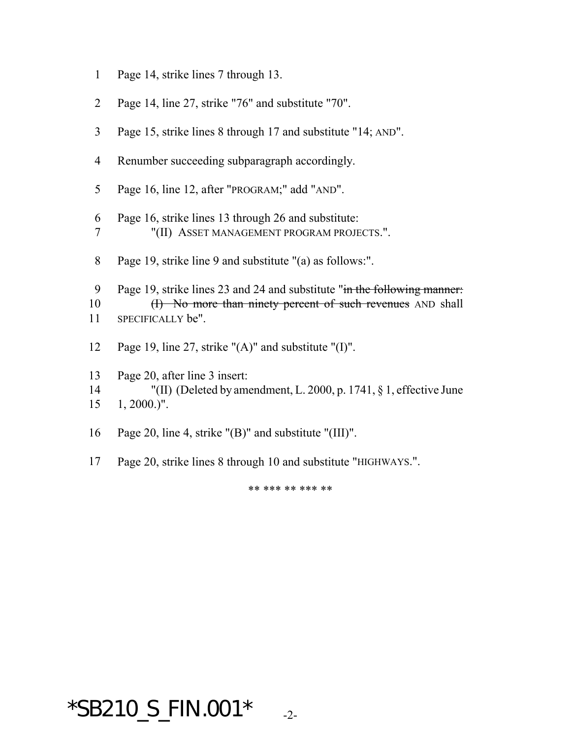1 Page 14, strike lines 7 through 13.

2 Page 14, line 27, strike "76" and substitute "70".

3 Page 15, strike lines 8 through 17 and substitute "14; AND".

4 Renumber succeeding subparagraph accordingly.

5 Page 16, line 12, after "PROGRAM;" add "AND".

6 Page 16, strike lines 13 through 26 and substitute:
7 "(II) ASSET MANAGEMENT PROGRAM PROJECTS.".

8 Page 19, strike line 9 and substitute "(a) as follows:".

9 Page 19, strike lines 23 and 24 and substitute "~~in the following manner:~~
10 ~~(I) No more than ninety percent of such revenues~~ AND shall
11 SPECIFICALLY be".

12 Page 19, line 27, strike "(A)" and substitute "(I)".

13 Page 20, after line 3 insert:
14 "(II) (Deleted by amendment, L. 2000, p. 1741, § 1, effective June
15 1, 2000.)".

16 Page 20, line 4, strike "(B)" and substitute "(III)".

17 Page 20, strike lines 8 through 10 and substitute "HIGHWAYS.".

** *** ** *** **

*SB210_S_FIN.001*